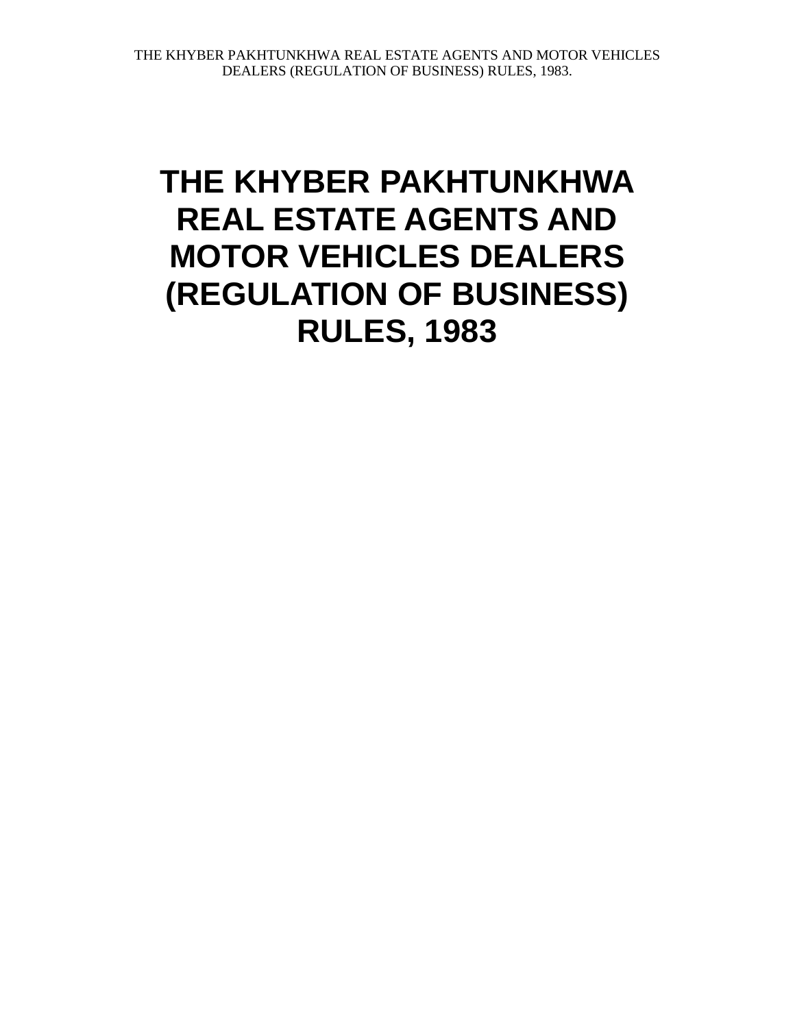# THE KHYBER PAKHTUNKHWA REAL ESTATE AGENTS AND MOTOR VEHICLES DEALERS (REGULATION OF BUSINESS) RULES, 1983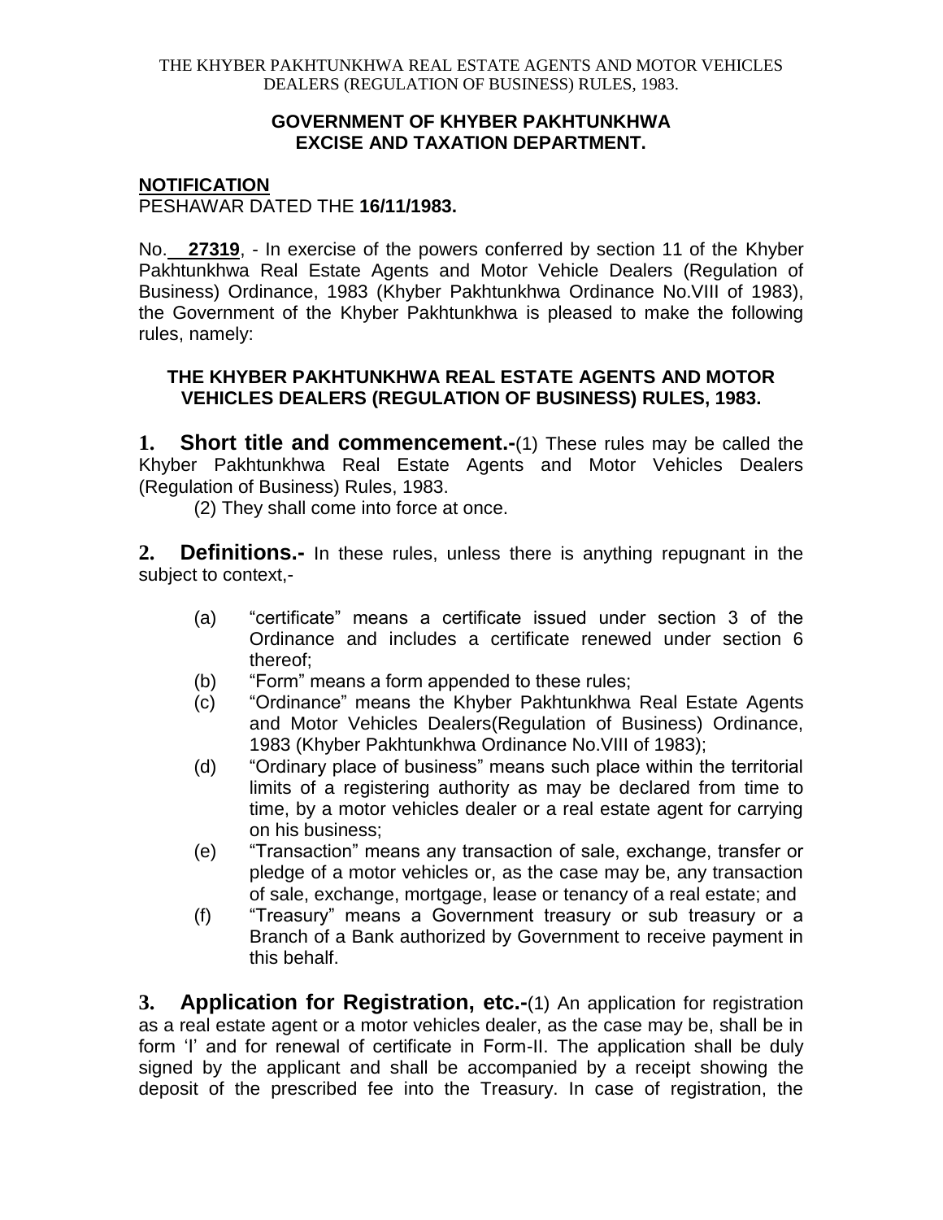THE KHYBER PAKHTUNKHWA REAL ESTATE AGENTS AND MOTOR VEHICLES DEALERS (REGULATION OF BUSINESS) RULES, 1983.

**GOVERNMENT OF KHYBER PAKHTUNKHWA**
**EXCISE AND TAXATION DEPARTMENT.**

**NOTIFICATION**

PESHAWAR DATED THE **16/11/1983.**

No. **27319**, - In exercise of the powers conferred by section 11 of the Khyber Pakhtunkhwa Real Estate Agents and Motor Vehicle Dealers (Regulation of Business) Ordinance, 1983 (Khyber Pakhtunkhwa Ordinance No.VIII of 1983), the Government of the Khyber Pakhtunkhwa is pleased to make the following rules, namely:

## THE KHYBER PAKHTUNKHWA REAL ESTATE AGENTS AND MOTOR VEHICLES DEALERS (REGULATION OF BUSINESS) RULES, 1983.

**1. Short title and commencement.-**(1) These rules may be called the Khyber Pakhtunkhwa Real Estate Agents and Motor Vehicles Dealers (Regulation of Business) Rules, 1983.

(2) They shall come into force at once.

**2. Definitions.-** In these rules, unless there is anything repugnant in the subject to context,-

(a) "certificate" means a certificate issued under section 3 of the Ordinance and includes a certificate renewed under section 6 thereof;

(b) "Form" means a form appended to these rules;

(c) "Ordinance" means the Khyber Pakhtunkhwa Real Estate Agents and Motor Vehicles Dealers(Regulation of Business) Ordinance, 1983 (Khyber Pakhtunkhwa Ordinance No.VIII of 1983);

(d) "Ordinary place of business" means such place within the territorial limits of a registering authority as may be declared from time to time, by a motor vehicles dealer or a real estate agent for carrying on his business;

(e) "Transaction" means any transaction of sale, exchange, transfer or pledge of a motor vehicles or, as the case may be, any transaction of sale, exchange, mortgage, lease or tenancy of a real estate; and

(f) "Treasury" means a Government treasury or sub treasury or a Branch of a Bank authorized by Government to receive payment in this behalf.

**3. Application for Registration, etc.-**(1) An application for registration as a real estate agent or a motor vehicles dealer, as the case may be, shall be in form 'I' and for renewal of certificate in Form-II. The application shall be duly signed by the applicant and shall be accompanied by a receipt showing the deposit of the prescribed fee into the Treasury. In case of registration, the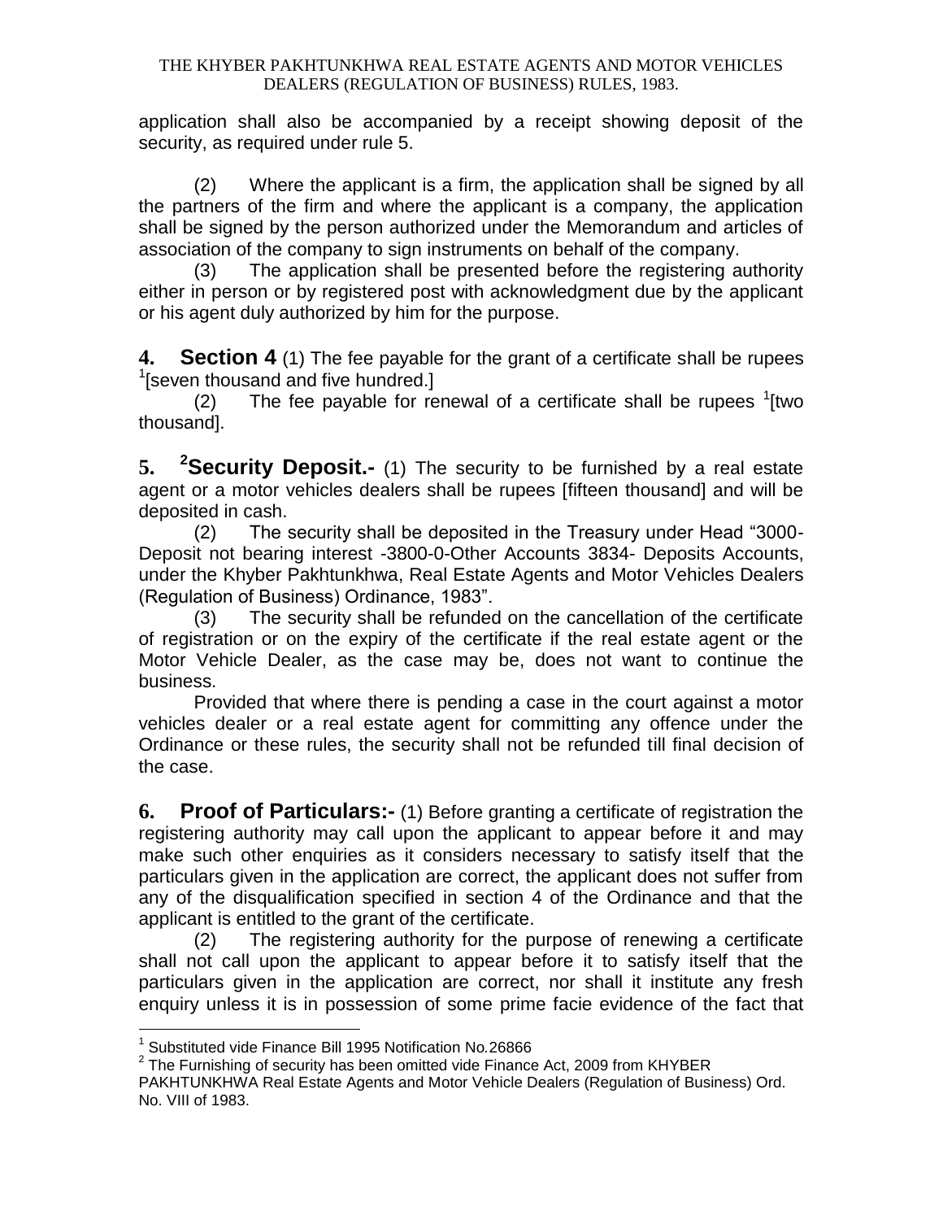application shall also be accompanied by a receipt showing deposit of the security, as required under rule 5.

(2) Where the applicant is a firm, the application shall be signed by all the partners of the firm and where the applicant is a company, the application shall be signed by the person authorized under the Memorandum and articles of association of the company to sign instruments on behalf of the company.

(3) The application shall be presented before the registering authority either in person or by registered post with acknowledgment due by the applicant or his agent duly authorized by him for the purpose.

**4. Section 4** (1) The fee payable for the grant of a certificate shall be rupees [1][seven thousand and five hundred.]

(2) The fee payable for renewal of a certificate shall be rupees [1][two thousand].

**5. [2]Security Deposit.-** (1) The security to be furnished by a real estate agent or a motor vehicles dealers shall be rupees [fifteen thousand] and will be deposited in cash.

(2) The security shall be deposited in the Treasury under Head "3000-Deposit not bearing interest -3800-0-Other Accounts 3834- Deposits Accounts, under the Khyber Pakhtunkhwa, Real Estate Agents and Motor Vehicles Dealers (Regulation of Business) Ordinance, 1983".

(3) The security shall be refunded on the cancellation of the certificate of registration or on the expiry of the certificate if the real estate agent or the Motor Vehicle Dealer, as the case may be, does not want to continue the business.

Provided that where there is pending a case in the court against a motor vehicles dealer or a real estate agent for committing any offence under the Ordinance or these rules, the security shall not be refunded till final decision of the case.

**6. Proof of Particulars:-** (1) Before granting a certificate of registration the registering authority may call upon the applicant to appear before it and may make such other enquiries as it considers necessary to satisfy itself that the particulars given in the application are correct, the applicant does not suffer from any of the disqualification specified in section 4 of the Ordinance and that the applicant is entitled to the grant of the certificate.

(2) The registering authority for the purpose of renewing a certificate shall not call upon the applicant to appear before it to satisfy itself that the particulars given in the application are correct, nor shall it institute any fresh enquiry unless it is in possession of some prime facie evidence of the fact that

---

[1] Substituted vide Finance Bill 1995 Notification No.26866

[2] The Furnishing of security has been omitted vide Finance Act, 2009 from KHYBER PAKHTUNKHWA Real Estate Agents and Motor Vehicle Dealers (Regulation of Business) Ord. No. VIII of 1983.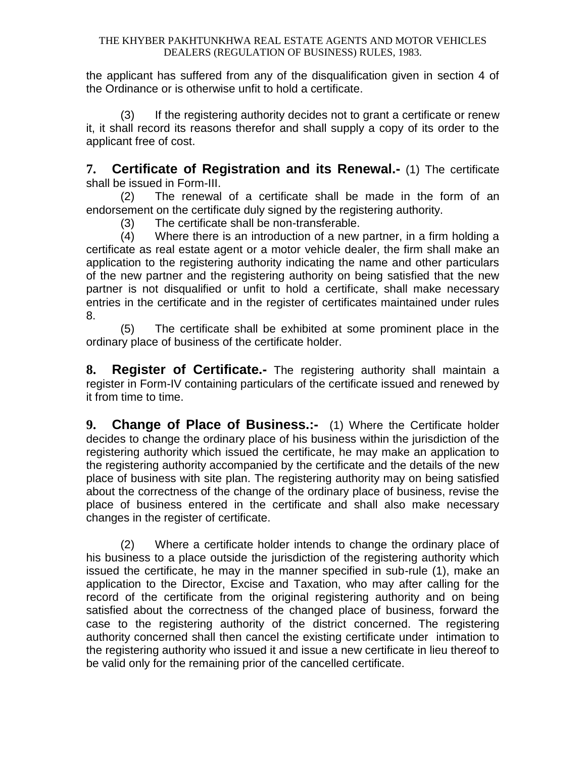the applicant has suffered from any of the disqualification given in section 4 of the Ordinance or is otherwise unfit to hold a certificate.

(3) If the registering authority decides not to grant a certificate or renew it, it shall record its reasons therefor and shall supply a copy of its order to the applicant free of cost.

**7. Certificate of Registration and its Renewal.-** (1) The certificate shall be issued in Form-III.

(2) The renewal of a certificate shall be made in the form of an endorsement on the certificate duly signed by the registering authority.

(3) The certificate shall be non-transferable.

(4) Where there is an introduction of a new partner, in a firm holding a certificate as real estate agent or a motor vehicle dealer, the firm shall make an application to the registering authority indicating the name and other particulars of the new partner and the registering authority on being satisfied that the new partner is not disqualified or unfit to hold a certificate, shall make necessary entries in the certificate and in the register of certificates maintained under rules 8.

(5) The certificate shall be exhibited at some prominent place in the ordinary place of business of the certificate holder.

**8. Register of Certificate.-** The registering authority shall maintain a register in Form-IV containing particulars of the certificate issued and renewed by it from time to time.

**9. Change of Place of Business.:-** (1) Where the Certificate holder decides to change the ordinary place of his business within the jurisdiction of the registering authority which issued the certificate, he may make an application to the registering authority accompanied by the certificate and the details of the new place of business with site plan. The registering authority may on being satisfied about the correctness of the change of the ordinary place of business, revise the place of business entered in the certificate and shall also make necessary changes in the register of certificate.

(2) Where a certificate holder intends to change the ordinary place of his business to a place outside the jurisdiction of the registering authority which issued the certificate, he may in the manner specified in sub-rule (1), make an application to the Director, Excise and Taxation, who may after calling for the record of the certificate from the original registering authority and on being satisfied about the correctness of the changed place of business, forward the case to the registering authority of the district concerned. The registering authority concerned shall then cancel the existing certificate under intimation to the registering authority who issued it and issue a new certificate in lieu thereof to be valid only for the remaining prior of the cancelled certificate.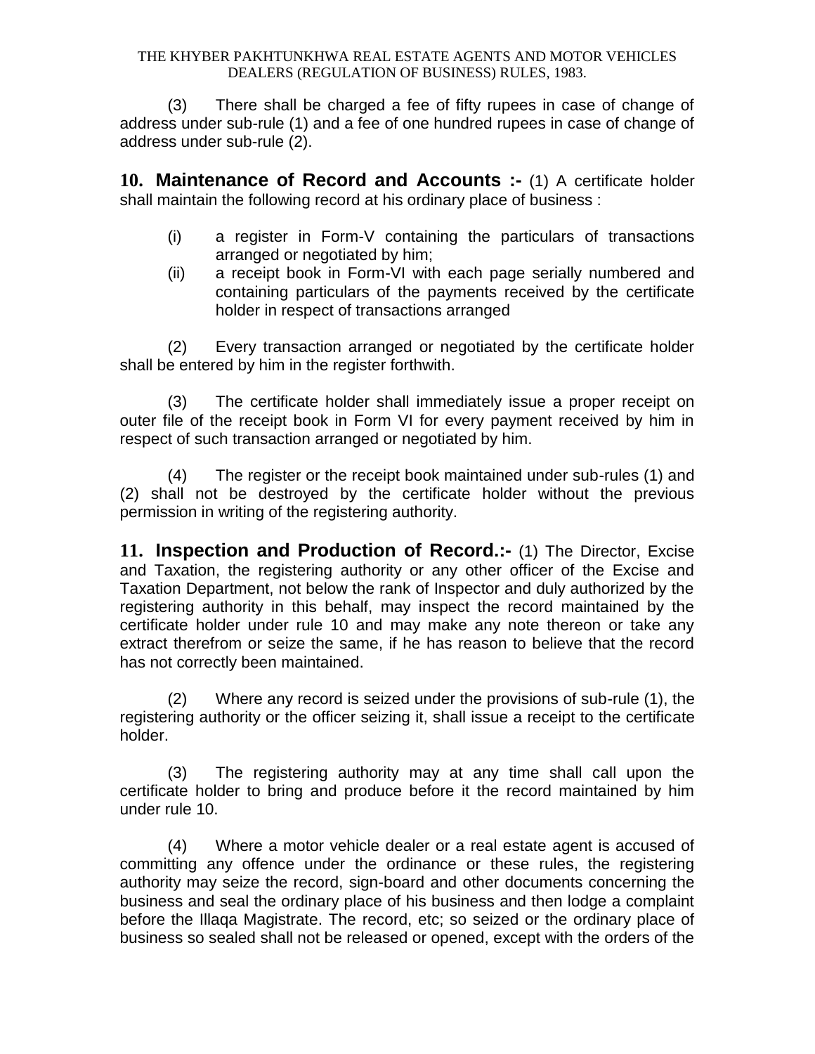(3) There shall be charged a fee of fifty rupees in case of change of address under sub-rule (1) and a fee of one hundred rupees in case of change of address under sub-rule (2).

**10. Maintenance of Record and Accounts :-** (1) A certificate holder shall maintain the following record at his ordinary place of business :

(i) a register in Form-V containing the particulars of transactions arranged or negotiated by him;

(ii) a receipt book in Form-VI with each page serially numbered and containing particulars of the payments received by the certificate holder in respect of transactions arranged

(2) Every transaction arranged or negotiated by the certificate holder shall be entered by him in the register forthwith.

(3) The certificate holder shall immediately issue a proper receipt on outer file of the receipt book in Form VI for every payment received by him in respect of such transaction arranged or negotiated by him.

(4) The register or the receipt book maintained under sub-rules (1) and (2) shall not be destroyed by the certificate holder without the previous permission in writing of the registering authority.

**11. Inspection and Production of Record.:-** (1) The Director, Excise and Taxation, the registering authority or any other officer of the Excise and Taxation Department, not below the rank of Inspector and duly authorized by the registering authority in this behalf, may inspect the record maintained by the certificate holder under rule 10 and may make any note thereon or take any extract therefrom or seize the same, if he has reason to believe that the record has not correctly been maintained.

(2) Where any record is seized under the provisions of sub-rule (1), the registering authority or the officer seizing it, shall issue a receipt to the certificate holder.

(3) The registering authority may at any time shall call upon the certificate holder to bring and produce before it the record maintained by him under rule 10.

(4) Where a motor vehicle dealer or a real estate agent is accused of committing any offence under the ordinance or these rules, the registering authority may seize the record, sign-board and other documents concerning the business and seal the ordinary place of his business and then lodge a complaint before the Illaqa Magistrate. The record, etc; so seized or the ordinary place of business so sealed shall not be released or opened, except with the orders of the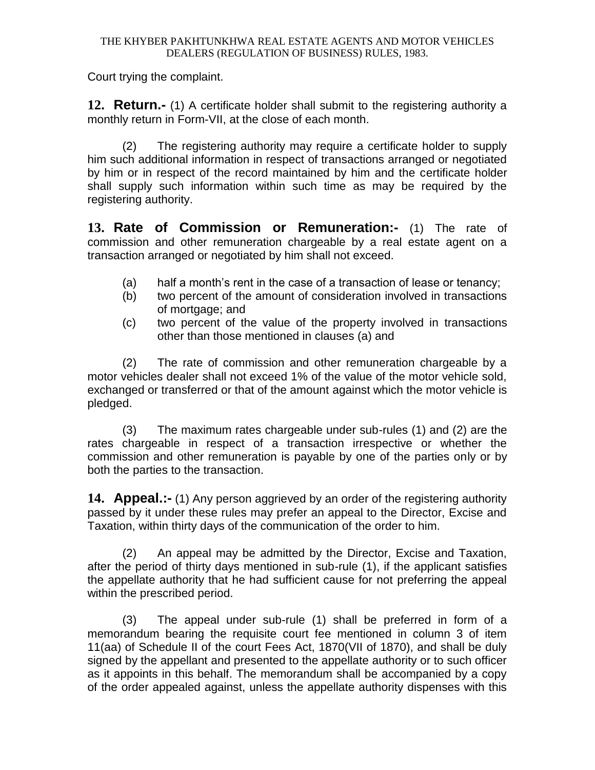Court trying the complaint.

**12. Return.-** (1) A certificate holder shall submit to the registering authority a monthly return in Form-VII, at the close of each month.

(2) The registering authority may require a certificate holder to supply him such additional information in respect of transactions arranged or negotiated by him or in respect of the record maintained by him and the certificate holder shall supply such information within such time as may be required by the registering authority.

**13. Rate of Commission or Remuneration:-** (1) The rate of commission and other remuneration chargeable by a real estate agent on a transaction arranged or negotiated by him shall not exceed.

(a) half a month's rent in the case of a transaction of lease or tenancy;
(b) two percent of the amount of consideration involved in transactions of mortgage; and
(c) two percent of the value of the property involved in transactions other than those mentioned in clauses (a) and

(2) The rate of commission and other remuneration chargeable by a motor vehicles dealer shall not exceed 1% of the value of the motor vehicle sold, exchanged or transferred or that of the amount against which the motor vehicle is pledged.

(3) The maximum rates chargeable under sub-rules (1) and (2) are the rates chargeable in respect of a transaction irrespective or whether the commission and other remuneration is payable by one of the parties only or by both the parties to the transaction.

**14. Appeal.:-** (1) Any person aggrieved by an order of the registering authority passed by it under these rules may prefer an appeal to the Director, Excise and Taxation, within thirty days of the communication of the order to him.

(2) An appeal may be admitted by the Director, Excise and Taxation, after the period of thirty days mentioned in sub-rule (1), if the applicant satisfies the appellate authority that he had sufficient cause for not preferring the appeal within the prescribed period.

(3) The appeal under sub-rule (1) shall be preferred in form of a memorandum bearing the requisite court fee mentioned in column 3 of item 11(aa) of Schedule II of the court Fees Act, 1870(VII of 1870), and shall be duly signed by the appellant and presented to the appellate authority or to such officer as it appoints in this behalf. The memorandum shall be accompanied by a copy of the order appealed against, unless the appellate authority dispenses with this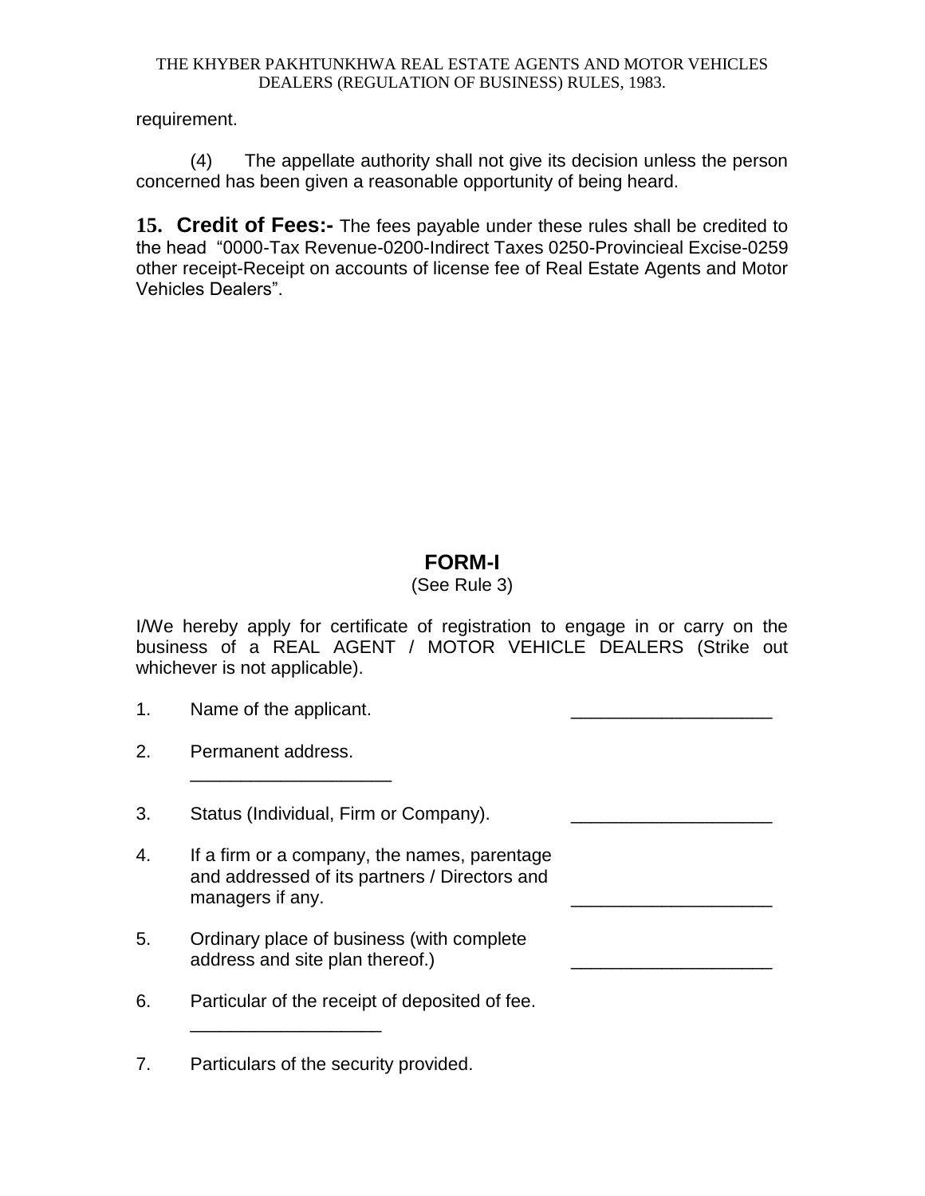requirement.

(4) The appellate authority shall not give its decision unless the person concerned has been given a reasonable opportunity of being heard.

**15. Credit of Fees:-** The fees payable under these rules shall be credited to the head "0000-Tax Revenue-0200-Indirect Taxes 0250-Provincieal Excise-0259 other receipt-Receipt on accounts of license fee of Real Estate Agents and Motor Vehicles Dealers".

## FORM-I

(See Rule 3)

I/We hereby apply for certificate of registration to engage in or carry on the business of a REAL AGENT / MOTOR VEHICLE DEALERS (Strike out whichever is not applicable).

1. Name of the applicant. ____________________

2. Permanent address. ____________________

3. Status (Individual, Firm or Company). ____________________

4. If a firm or a company, the names, parentage and addressed of its partners / Directors and managers if any. ____________________

5. Ordinary place of business (with complete address and site plan thereof.) ____________________

6. Particular of the receipt of deposited of fee. ___________________

7. Particulars of the security provided.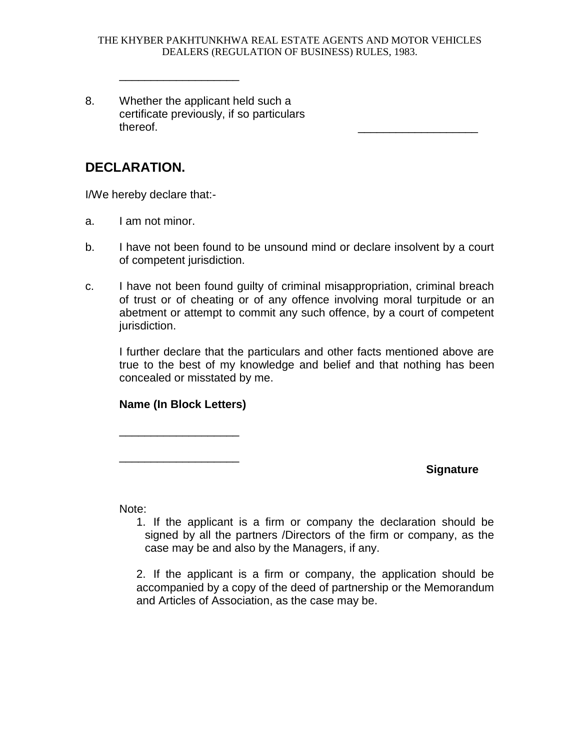___________________

8. Whether the applicant held such a certificate previously, if so particulars thereof. ___________________

## DECLARATION.

I/We hereby declare that:-

a. I am not minor.

b. I have not been found to be unsound mind or declare insolvent by a court of competent jurisdiction.

c. I have not been found guilty of criminal misappropriation, criminal breach of trust or of cheating or of any offence involving moral turpitude or an abetment or attempt to commit any such offence, by a court of competent jurisdiction.

I further declare that the particulars and other facts mentioned above are true to the best of my knowledge and belief and that nothing has been concealed or misstated by me.

**Name (In Block Letters)**

___________________

___________________

**Signature**

Note:

1. If the applicant is a firm or company the declaration should be signed by all the partners /Directors of the firm or company, as the case may be and also by the Managers, if any.

2. If the applicant is a firm or company, the application should be accompanied by a copy of the deed of partnership or the Memorandum and Articles of Association, as the case may be.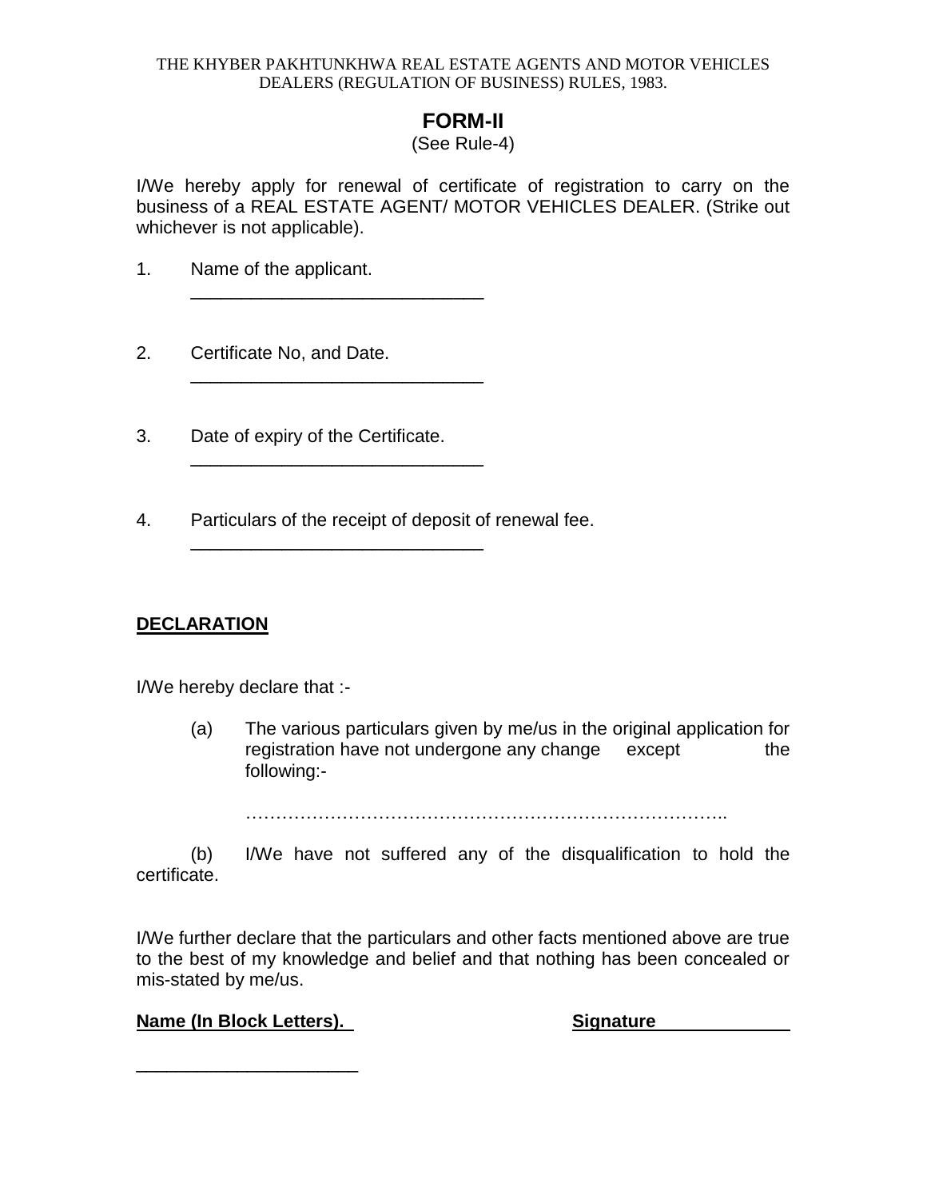THE KHYBER PAKHTUNKHWA REAL ESTATE AGENTS AND MOTOR VEHICLES DEALERS (REGULATION OF BUSINESS) RULES, 1983.

# FORM-II

(See Rule-4)

I/We hereby apply for renewal of certificate of registration to carry on the business of a REAL ESTATE AGENT/ MOTOR VEHICLES DEALER. (Strike out whichever is not applicable).

1. Name of the applicant.

   _____________________________

2. Certificate No, and Date.

   _____________________________

3. Date of expiry of the Certificate.

   _____________________________

4. Particulars of the receipt of deposit of renewal fee.

   _____________________________

**DECLARATION**

I/We hereby declare that :-

(a) The various particulars given by me/us in the original application for registration have not undergone any change except the following:-

……………………………………………………………………..

(b) I/We have not suffered any of the disqualification to hold the certificate.

I/We further declare that the particulars and other facts mentioned above are true to the best of my knowledge and belief and that nothing has been concealed or mis-stated by me/us.

**Name (In Block Letters).** **Signature**

______________________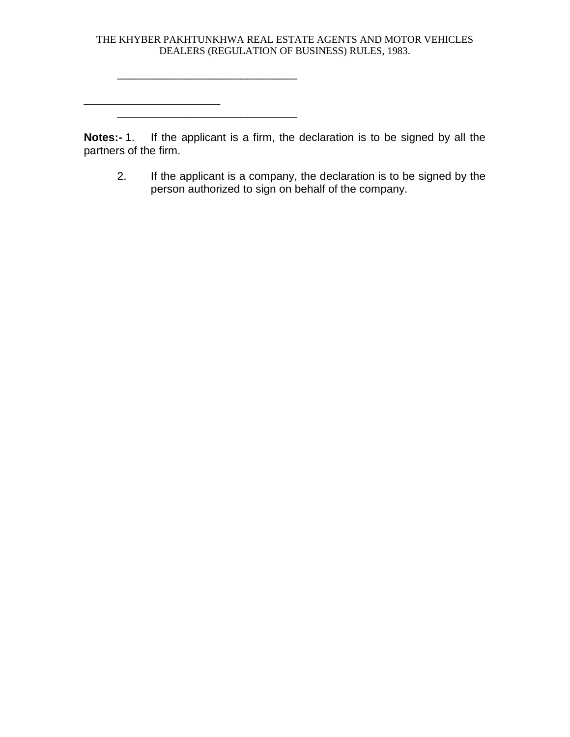\_\_\_\_\_\_\_\_\_\_\_\_\_\_\_\_\_\_\_\_\_\_\_\_\_\_\_\_\_\_\_

\_\_\_\_\_\_\_\_\_\_\_\_\_\_\_\_\_\_\_\_\_\_\_

\_\_\_\_\_\_\_\_\_\_\_\_\_\_\_\_\_\_\_\_\_\_\_\_\_\_\_\_\_\_\_

**Notes:-** 1. If the applicant is a firm, the declaration is to be signed by all the partners of the firm.

2. If the applicant is a company, the declaration is to be signed by the person authorized to sign on behalf of the company.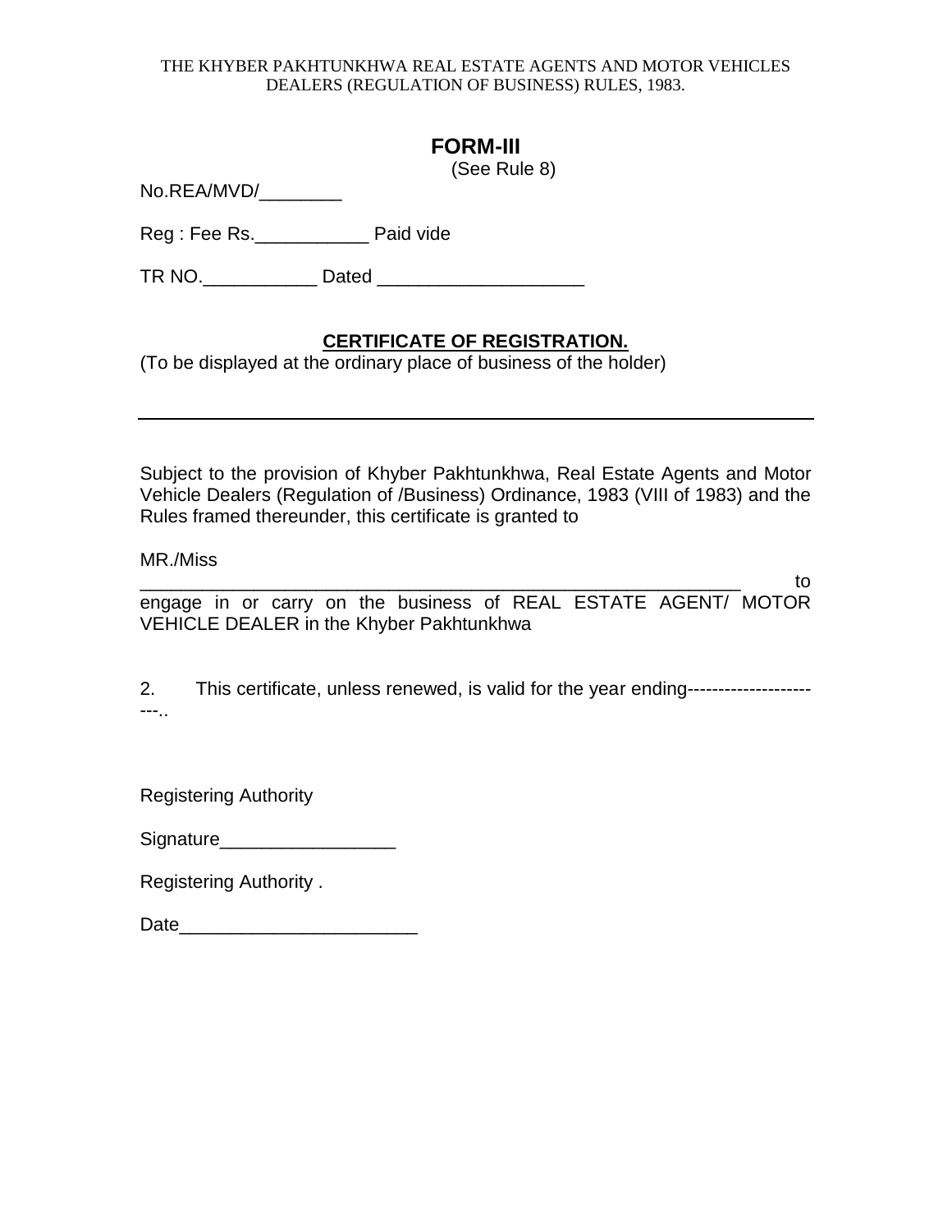THE KHYBER PAKHTUNKHWA REAL ESTATE AGENTS AND MOTOR VEHICLES DEALERS (REGULATION OF BUSINESS) RULES, 1983.

# FORM-III

(See Rule 8)

No.REA/MVD/________

Reg : Fee Rs.___________ Paid vide

TR NO.___________ Dated ____________________

## CERTIFICATE OF REGISTRATION.

(To be displayed at the ordinary place of business of the holder)

---

Subject to the provision of Khyber Pakhtunkhwa, Real Estate Agents and Motor Vehicle Dealers (Regulation of /Business) Ordinance, 1983 (VIII of 1983) and the Rules framed thereunder, this certificate is granted to

MR./Miss
__________________________________________________________ to engage in or carry on the business of REAL ESTATE AGENT/ MOTOR VEHICLE DEALER in the Khyber Pakhtunkhwa

2. This certificate, unless renewed, is valid for the year ending-----------------------..

Registering Authority

Signature_________________

Registering Authority .

Date_______________________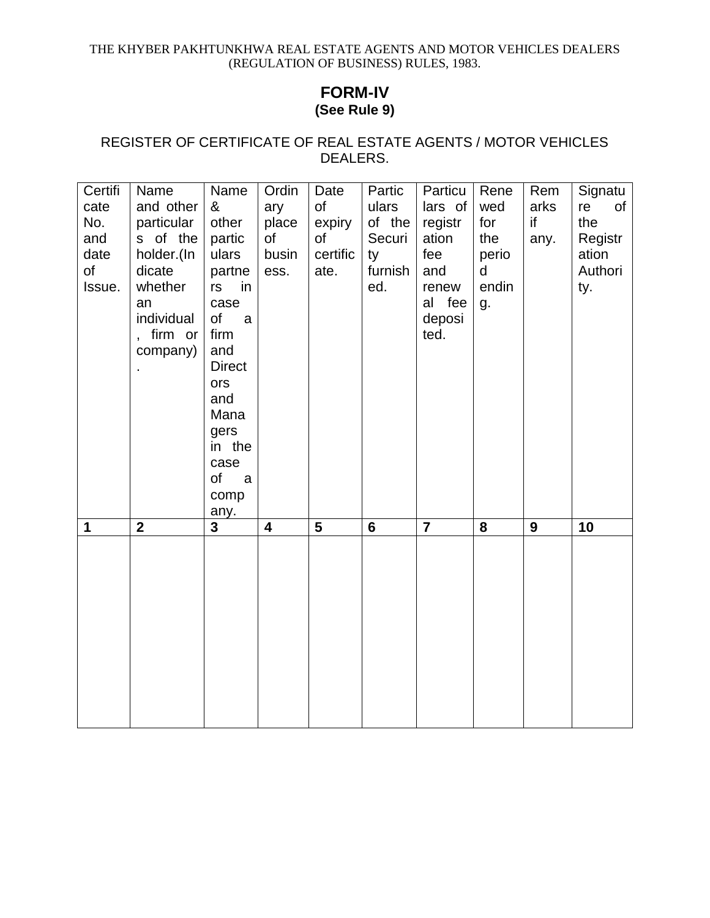THE KHYBER PAKHTUNKHWA REAL ESTATE AGENTS AND MOTOR VEHICLES DEALERS (REGULATION OF BUSINESS) RULES, 1983.

## FORM-IV
**(See Rule 9)**

REGISTER OF CERTIFICATE OF REAL ESTATE AGENTS / MOTOR VEHICLES DEALERS.

| Certificate No. and date of Issue. | Name and other particulars of the holder.(Indicate whether an individual, firm or company). | Name & other particulars partners in case of a firm and Directors and Managers in the case of a company. | Ordinary place of business. | Date of expiry of certificate. | Particulars of the Security furnished. | Particulars of registration fee and renewal fee deposited. | Renewed for the period ending. | Remarks if any. | Signature of the Registration Authority. |
|---|---|---|---|---|---|---|---|---|---|
| **1** | **2** | **3** | **4** | **5** | **6** | **7** | **8** | **9** | **10** |
| | | | | | | | | | |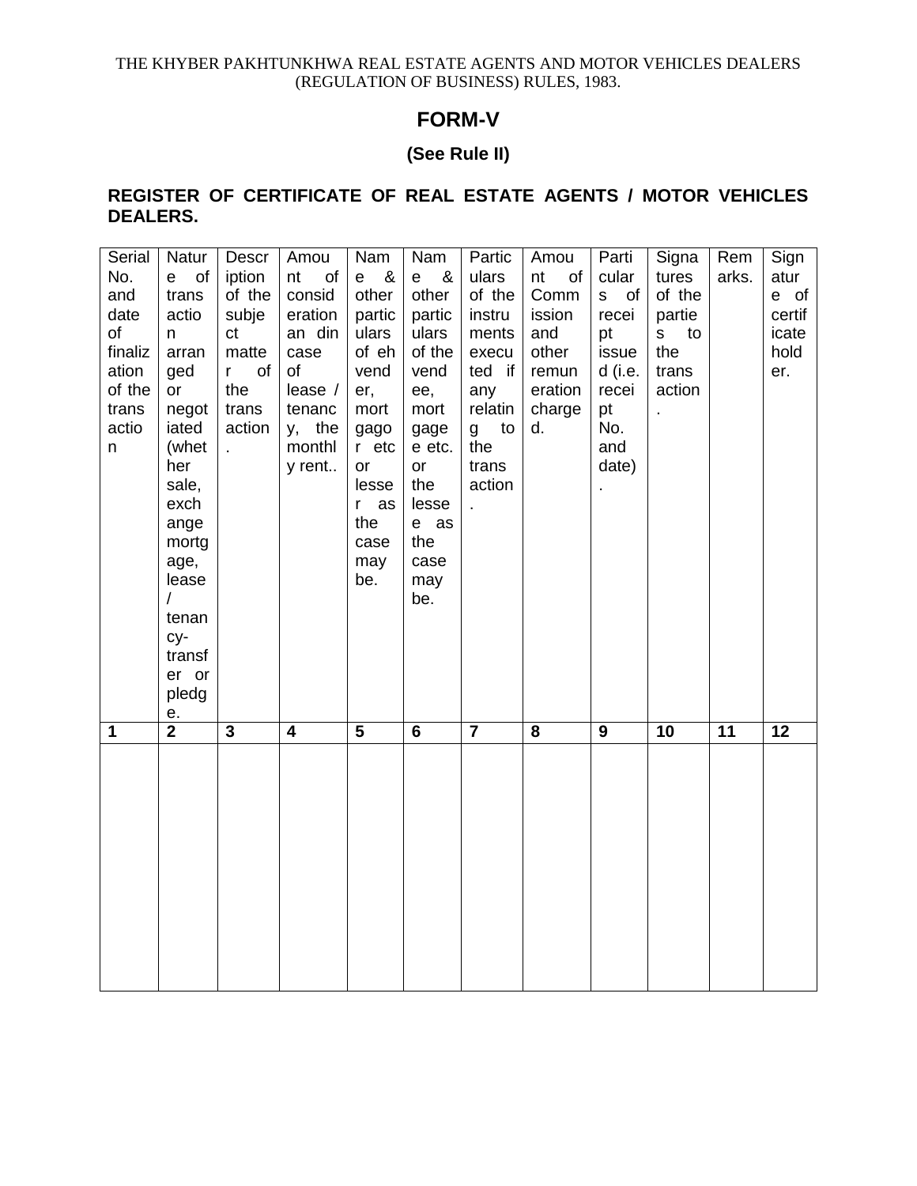THE KHYBER PAKHTUNKHWA REAL ESTATE AGENTS AND MOTOR VEHICLES DEALERS (REGULATION OF BUSINESS) RULES, 1983.

# FORM-V

### (See Rule II)

**REGISTER OF CERTIFICATE OF REAL ESTATE AGENTS / MOTOR VEHICLES DEALERS.**

| Serial No. and date of finalization of the transaction | Nature of transaction arranged or negotiated (whether sale, exchange mortgage, lease / tenancy-transfer or pledge. | Description of the subject matter of the transaction. | Amount of consideration and in case of lease / tenancy, the monthly rent.. | Name & other particulars of eh vender, mortgagor etc or lesser as the case may be. | Name & other particulars of the vendee, mortgage etc. or the lessee as the case may be. | Particulars of the instruments executed if any relating to the transaction. | Amount of Commission and other remuneration charged. | Particulars of receipt issued (i.e. receipt No. and date). | Signatures of the parties to the transaction. | Remarks. | Signature of certificate holder. |
|---|---|---|---|---|---|---|---|---|---|---|---|
| **1** | **2** | **3** | **4** | **5** | **6** | **7** | **8** | **9** | **10** | **11** | **12** |
| | | | | | | | | | | | |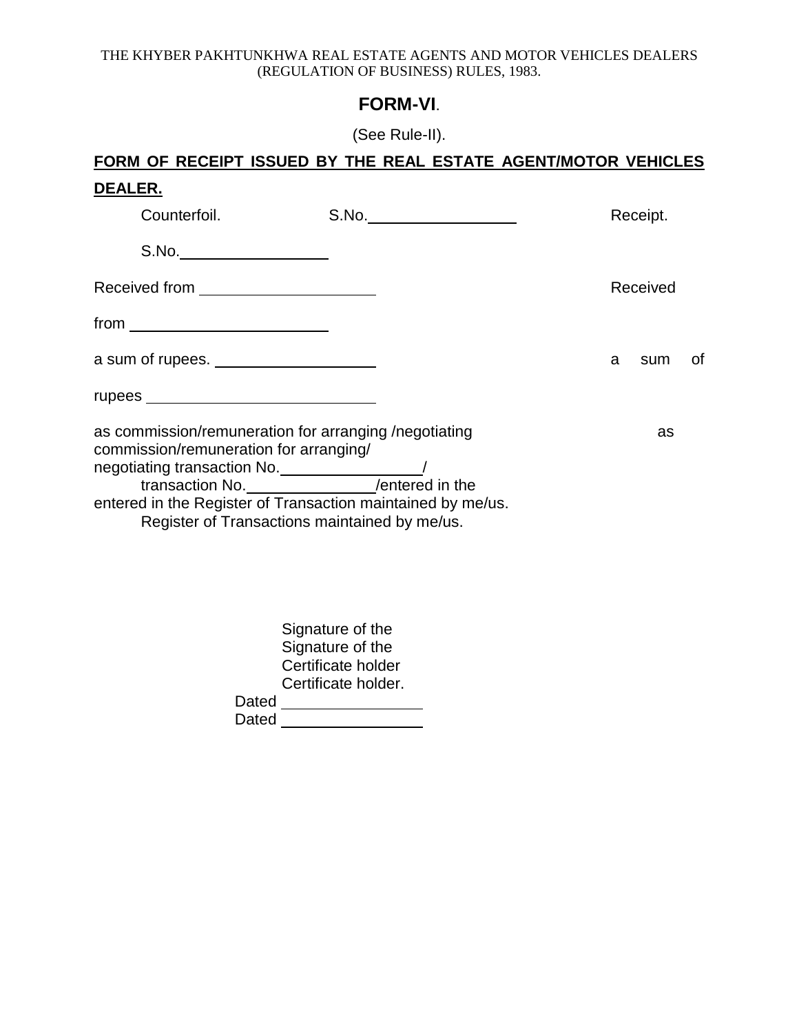THE KHYBER PAKHTUNKHWA REAL ESTATE AGENTS AND MOTOR VEHICLES DEALERS (REGULATION OF BUSINESS) RULES, 1983.

# FORM-VI.

(See Rule-II).

**FORM OF RECEIPT ISSUED BY THE REAL ESTATE AGENT/MOTOR VEHICLES DEALER.**

Counterfoil. S.No.\_\_\_\_\_\_\_\_\_\_\_\_\_\_\_\_\_ Receipt.

S.No.\_\_\_\_\_\_\_\_\_\_\_\_\_\_\_\_\_

Received from \_\_\_\_\_\_\_\_\_\_\_\_\_\_\_\_\_\_\_\_ Received

from \_\_\_\_\_\_\_\_\_\_\_\_\_\_\_\_\_\_\_\_\_\_

a sum of rupees. \_\_\_\_\_\_\_\_\_\_\_\_\_\_\_\_\_\_ a sum of

rupees \_\_\_\_\_\_\_\_\_\_\_\_\_\_\_\_\_\_\_\_\_\_\_\_\_\_

as commission/remuneration for arranging /negotiating as commission/remuneration for arranging/
negotiating transaction No.\_\_\_\_\_\_\_\_\_\_\_\_\_\_\_\_/
transaction No.\_\_\_\_\_\_\_\_\_\_\_\_\_\_\_/entered in the
entered in the Register of Transaction maintained by me/us.
Register of Transactions maintained by me/us.

Signature of the
Signature of the
Certificate holder
Certificate holder.
Dated \_\_\_\_\_\_\_\_\_\_\_\_\_\_\_\_
Dated \_\_\_\_\_\_\_\_\_\_\_\_\_\_\_\_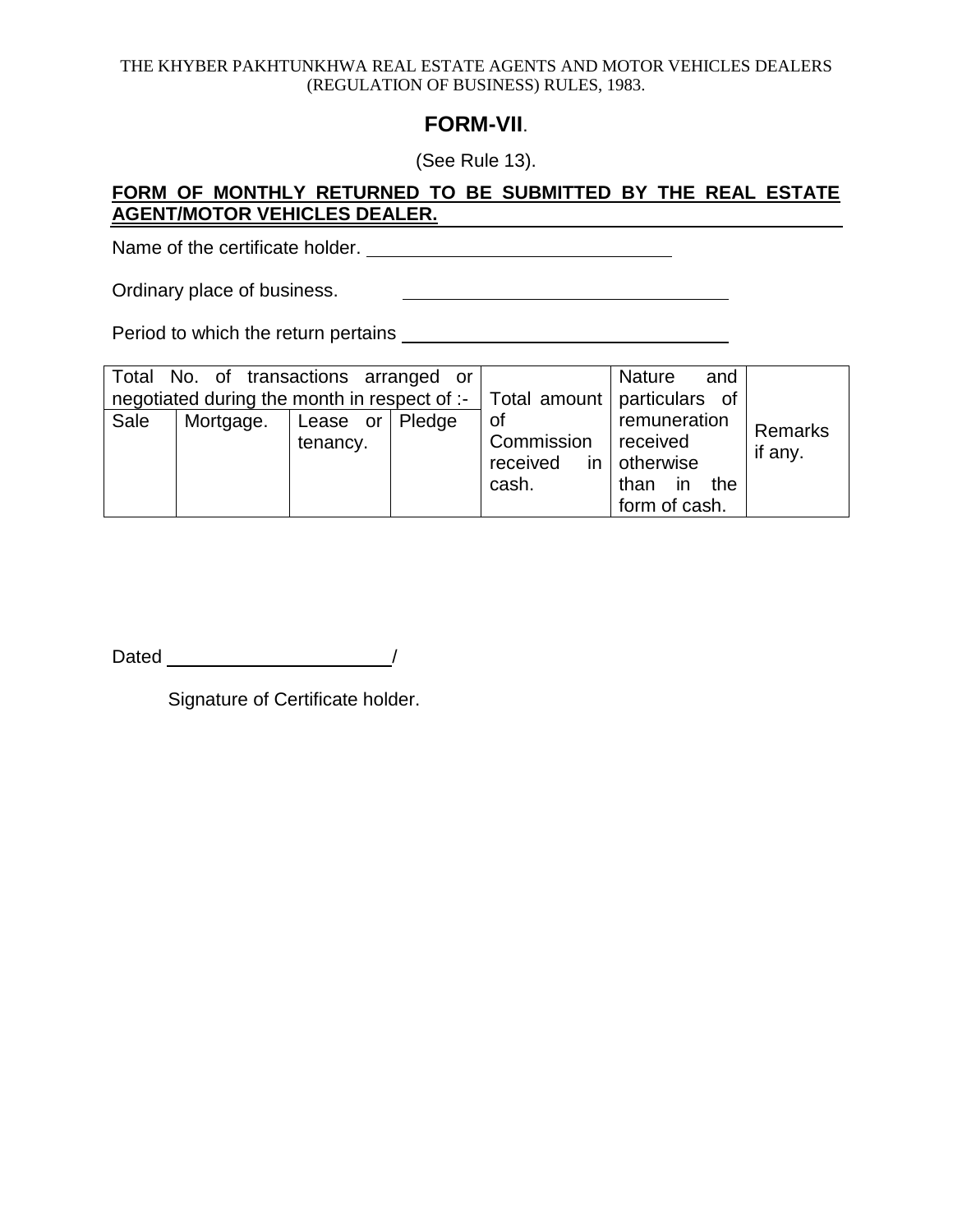THE KHYBER PAKHTUNKHWA REAL ESTATE AGENTS AND MOTOR VEHICLES DEALERS (REGULATION OF BUSINESS) RULES, 1983.

## FORM-VII.

(See Rule 13).

**FORM OF MONTHLY RETURNED TO BE SUBMITTED BY THE REAL ESTATE AGENT/MOTOR VEHICLES DEALER.**

Name of the certificate holder. ______________________________

Ordinary place of business. ______________________________

Period to which the return pertains ______________________________

| Total No. of transactions arranged or negotiated during the month in respect of :- | | | | Total amount of Commission received in cash. | Nature and particulars of remuneration received otherwise than in the form of cash. | Remarks if any. |
|---|---|---|---|---|---|---|
| Sale | Mortgage. | Lease or tenancy. | Pledge | | | |

Dated ______________________/

Signature of Certificate holder.